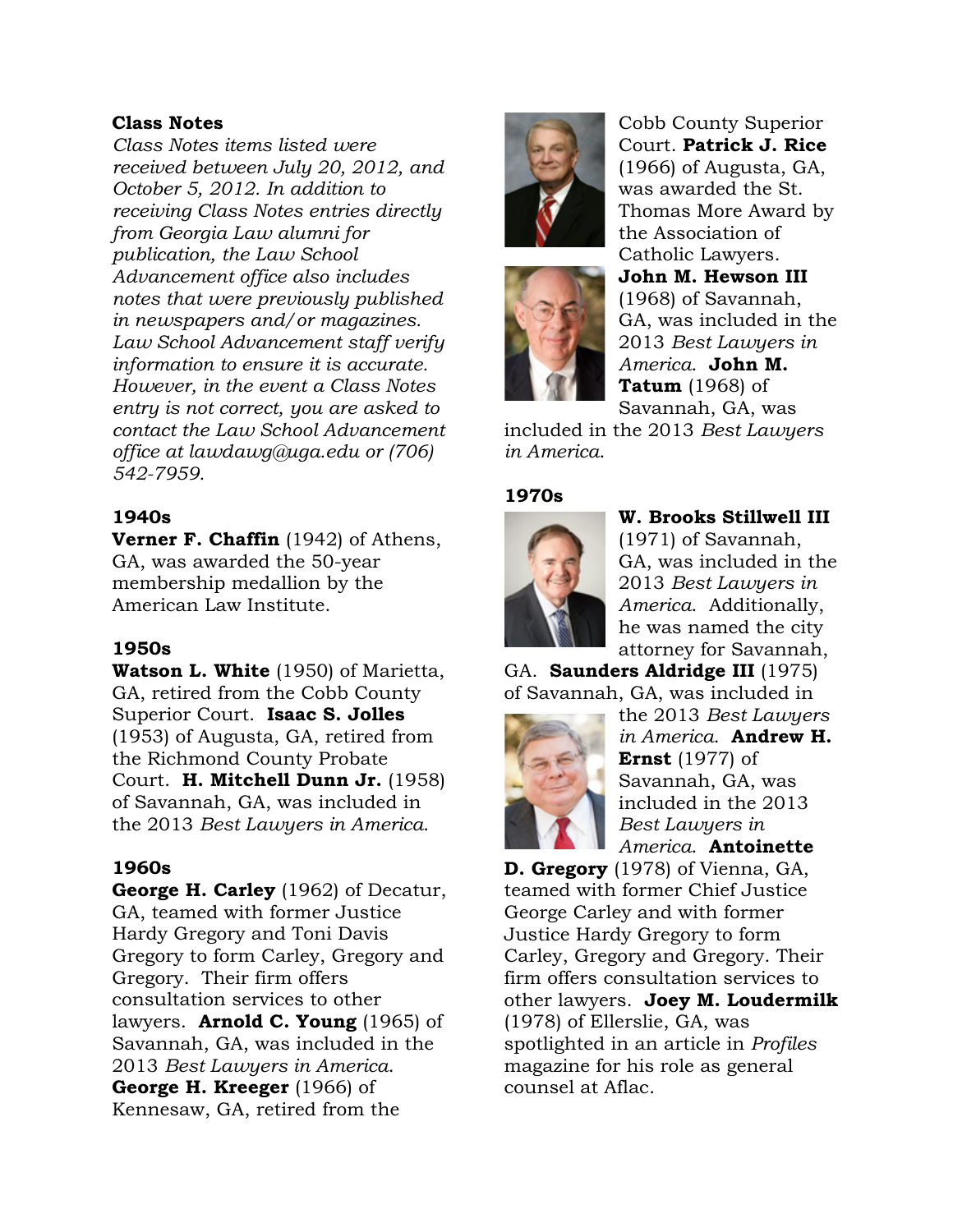## Class Notes

*Class Notes items listed were received between July 20, 2012, and October 5, 2012. In addition to receiving Class Notes entries directly from Georgia Law alumni for publication, the Law School Advancement office also includes notes that were previously published in newspapers and/or magazines. Law School Advancement staff verify information to ensure it is accurate. However, in the event a Class Notes entry is not correct, you are asked to contact the Law School Advancement office at lawdawg@uga.edu or (706) 542-7959.*

### 1940s

**Verner F. Chaffin** (1942) of Athens, GA, was awarded the 50-year membership medallion by the American Law Institute.

### 1950s

**Watson L. White** (1950) of Marietta, GA, retired from the Cobb County Superior Court. **Isaac S. Jolles** (1953) of Augusta, GA, retired from the Richmond County Probate Court. **H. Mitchell Dunn Jr.** (1958) of Savannah, GA, was included in the 2013 *Best Lawyers in America*.

### 1960s

**George H. Carley** (1962) of Decatur, GA, teamed with former Justice Hardy Gregory and Toni Davis Gregory to form Carley, Gregory and Gregory. Their firm offers consultation services to other lawyers. **Arnold C. Young** (1965) of Savannah, GA, was included in the 2013 *Best Lawyers in America*. **George H. Kreeger** (1966) of Kennesaw, GA, retired from the Cobb County Superior Court. **Patrick J. Rice** (1966) of Augusta, GA, was awarded the St. Thomas More Award by the Association of Catholic Lawyers. **John M. Hewson III** (1968) of Savannah, GA, was included in the 2013 *Best Lawyers in America*. **John M. Tatum** (1968) of Savannah, GA, was included in the 2013 *Best Lawyers in America*.

### 1970s

**W. Brooks Stillwell III** (1971) of Savannah, GA, was included in the 2013 *Best Lawyers in America*. Additionally, he was named the city attorney for Savannah, GA. **Saunders Aldridge III** (1975) of Savannah, GA, was included in the 2013 *Best Lawyers in America*. **Andrew H. Ernst** (1977) of Savannah, GA, was included in the 2013 *Best Lawyers in America*. **Antoinette D. Gregory** (1978) of Vienna, GA, teamed with former Chief Justice George Carley and with former Justice Hardy Gregory to form Carley, Gregory and Gregory. Their firm offers consultation services to other lawyers. **Joey M. Loudermilk** (1978) of Ellerslie, GA, was spotlighted in an article in *Profiles* magazine for his role as general counsel at Aflac.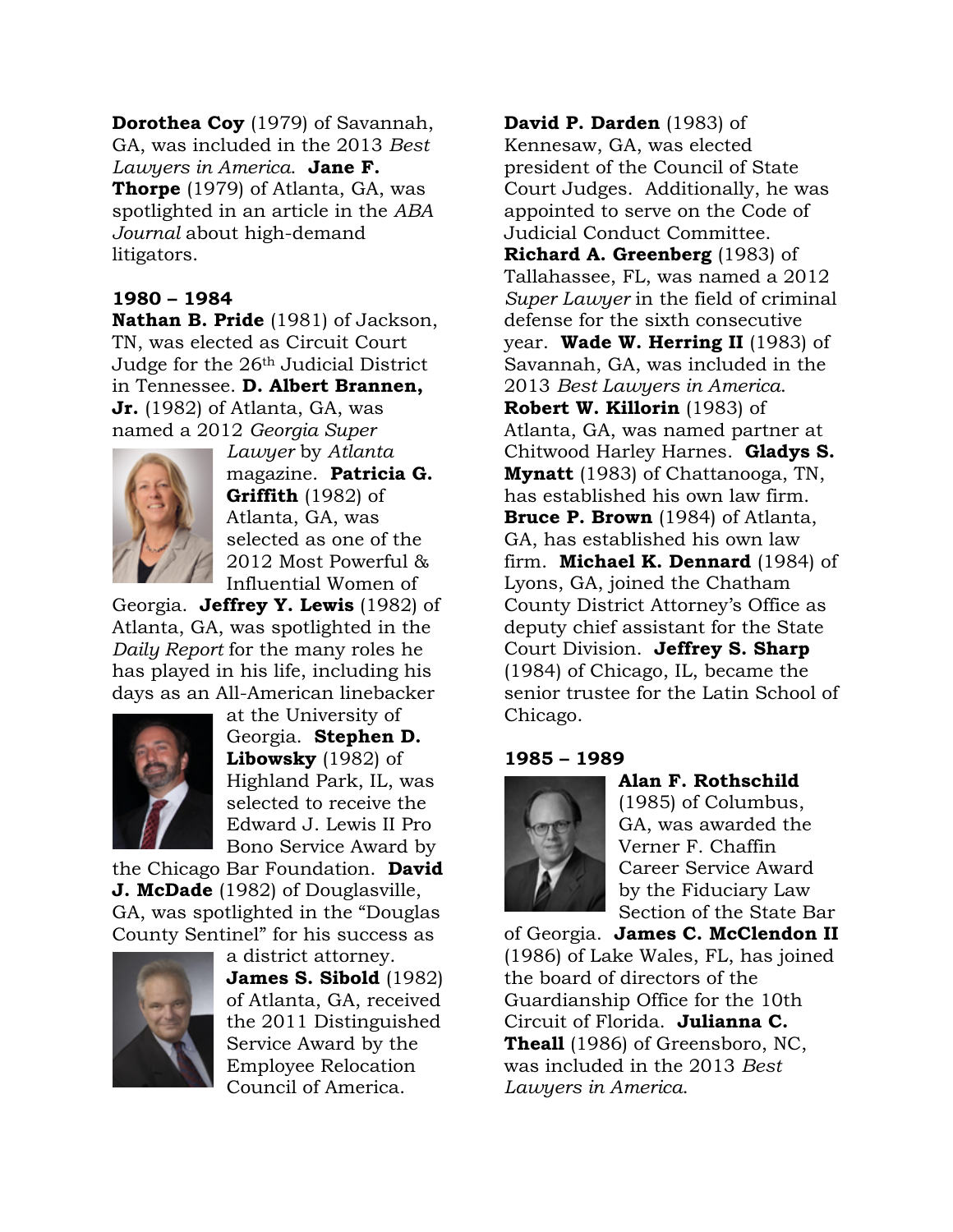**Dorothea Coy** (1979) of Savannah, GA, was included in the 2013 *Best Lawyers in America*. **Jane F. Thorpe** (1979) of Atlanta, GA, was spotlighted in an article in the *ABA Journal* about high-demand litigators.

**1980 – 1984**

**Nathan B. Pride** (1981) of Jackson, TN, was elected as Circuit Court Judge for the 26th Judicial District in Tennessee. **D. Albert Brannen, Jr.** (1982) of Atlanta, GA, was named a 2012 *Georgia Super Lawyer* by *Atlanta* magazine. **Patricia G. Griffith** (1982) of Atlanta, GA, was selected as one of the 2012 Most Powerful & Influential Women of Georgia. **Jeffrey Y. Lewis** (1982) of Atlanta, GA, was spotlighted in the *Daily Report* for the many roles he has played in his life, including his days as an All-American linebacker at the University of Georgia. **Stephen D. Libowsky** (1982) of Highland Park, IL, was selected to receive the Edward J. Lewis II Pro Bono Service Award by the Chicago Bar Foundation. **David J. McDade** (1982) of Douglasville, GA, was spotlighted in the "Douglas County Sentinel" for his success as a district attorney. **James S. Sibold** (1982) of Atlanta, GA, received the 2011 Distinguished Service Award by the Employee Relocation Council of America.

**David P. Darden** (1983) of Kennesaw, GA, was elected president of the Council of State Court Judges. Additionally, he was appointed to serve on the Code of Judicial Conduct Committee. **Richard A. Greenberg** (1983) of Tallahassee, FL, was named a 2012 *Super Lawyer* in the field of criminal defense for the sixth consecutive year. **Wade W. Herring II** (1983) of Savannah, GA, was included in the 2013 *Best Lawyers in America*. **Robert W. Killorin** (1983) of Atlanta, GA, was named partner at Chitwood Harley Harnes. **Gladys S. Mynatt** (1983) of Chattanooga, TN, has established his own law firm. **Bruce P. Brown** (1984) of Atlanta, GA, has established his own law firm. **Michael K. Dennard** (1984) of Lyons, GA, joined the Chatham County District Attorney's Office as deputy chief assistant for the State Court Division. **Jeffrey S. Sharp** (1984) of Chicago, IL, became the senior trustee for the Latin School of Chicago.

**1985 – 1989**

**Alan F. Rothschild** (1985) of Columbus, GA, was awarded the Verner F. Chaffin Career Service Award by the Fiduciary Law Section of the State Bar of Georgia. **James C. McClendon II** (1986) of Lake Wales, FL, has joined the board of directors of the Guardianship Office for the 10th Circuit of Florida. **Julianna C. Theall** (1986) of Greensboro, NC, was included in the 2013 *Best Lawyers in America*.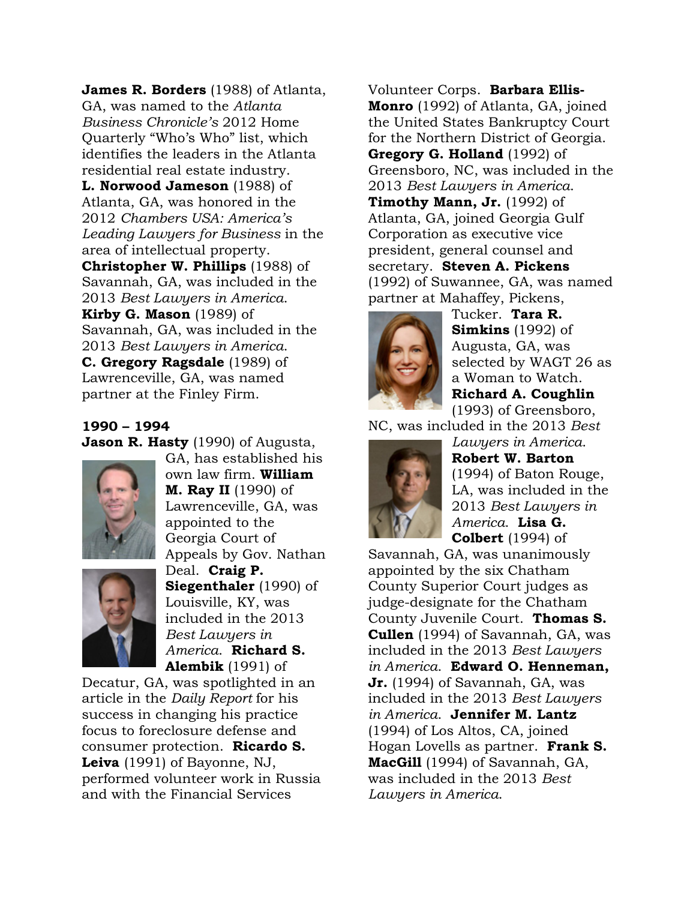**James R. Borders** (1988) of Atlanta, GA, was named to the *Atlanta Business Chronicle's* 2012 Home Quarterly "Who's Who" list, which identifies the leaders in the Atlanta residential real estate industry. **L. Norwood Jameson** (1988) of Atlanta, GA, was honored in the 2012 *Chambers USA: America's Leading Lawyers for Business* in the area of intellectual property. **Christopher W. Phillips** (1988) of Savannah, GA, was included in the 2013 *Best Lawyers in America*. **Kirby G. Mason** (1989) of Savannah, GA, was included in the 2013 *Best Lawyers in America*. **C. Gregory Ragsdale** (1989) of Lawrenceville, GA, was named partner at the Finley Firm.

### 1990 – 1994

**Jason R. Hasty** (1990) of Augusta, GA, has established his own law firm. **William M. Ray II** (1990) of Lawrenceville, GA, was appointed to the Georgia Court of Appeals by Gov. Nathan Deal. **Craig P. Siegenthaler** (1990) of Louisville, KY, was included in the 2013 *Best Lawyers in America*. **Richard S. Alembik** (1991) of Decatur, GA, was spotlighted in an article in the *Daily Report* for his success in changing his practice focus to foreclosure defense and consumer protection. **Ricardo S. Leiva** (1991) of Bayonne, NJ, performed volunteer work in Russia and with the Financial Services Volunteer Corps. **Barbara Ellis-Monro** (1992) of Atlanta, GA, joined the United States Bankruptcy Court for the Northern District of Georgia. **Gregory G. Holland** (1992) of Greensboro, NC, was included in the 2013 *Best Lawyers in America*. **Timothy Mann, Jr.** (1992) of Atlanta, GA, joined Georgia Gulf Corporation as executive vice president, general counsel and secretary. **Steven A. Pickens** (1992) of Suwannee, GA, was named partner at Mahaffey, Pickens, Tucker. **Tara R. Simkins** (1992) of Augusta, GA, was selected by WAGT 26 as a Woman to Watch. **Richard A. Coughlin** (1993) of Greensboro, NC, was included in the 2013 *Best Lawyers in America*. **Robert W. Barton** (1994) of Baton Rouge, LA, was included in the 2013 *Best Lawyers in America*. **Lisa G. Colbert** (1994) of Savannah, GA, was unanimously appointed by the six Chatham County Superior Court judges as judge-designate for the Chatham County Juvenile Court. **Thomas S. Cullen** (1994) of Savannah, GA, was included in the 2013 *Best Lawyers in America*. **Edward O. Henneman, Jr.** (1994) of Savannah, GA, was included in the 2013 *Best Lawyers in America*. **Jennifer M. Lantz** (1994) of Los Altos, CA, joined Hogan Lovells as partner. **Frank S. MacGill** (1994) of Savannah, GA, was included in the 2013 *Best Lawyers in America*.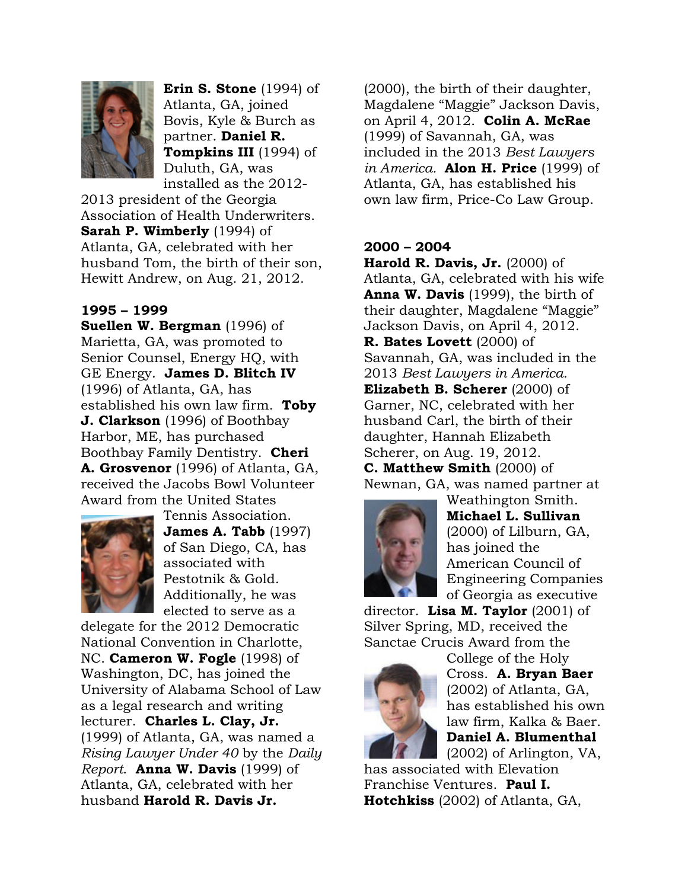**Erin S. Stone** (1994) of Atlanta, GA, joined Bovis, Kyle & Burch as partner. **Daniel R. Tompkins III** (1994) of Duluth, GA, was installed as the 2012-2013 president of the Georgia Association of Health Underwriters. **Sarah P. Wimberly** (1994) of Atlanta, GA, celebrated with her husband Tom, the birth of their son, Hewitt Andrew, on Aug. 21, 2012.

### 1995 – 1999

**Suellen W. Bergman** (1996) of Marietta, GA, was promoted to Senior Counsel, Energy HQ, with GE Energy. **James D. Blitch IV** (1996) of Atlanta, GA, has established his own law firm. **Toby J. Clarkson** (1996) of Boothbay Harbor, ME, has purchased Boothbay Family Dentistry. **Cheri A. Grosvenor** (1996) of Atlanta, GA, received the Jacobs Bowl Volunteer Award from the United States Tennis Association. **James A. Tabb** (1997) of San Diego, CA, has associated with Pestotnik & Gold. Additionally, he was elected to serve as a delegate for the 2012 Democratic National Convention in Charlotte, NC. **Cameron W. Fogle** (1998) of Washington, DC, has joined the University of Alabama School of Law as a legal research and writing lecturer. **Charles L. Clay, Jr.** (1999) of Atlanta, GA, was named a *Rising Lawyer Under 40* by the *Daily Report*. **Anna W. Davis** (1999) of Atlanta, GA, celebrated with her husband **Harold R. Davis Jr.** (2000), the birth of their daughter, Magdalene "Maggie" Jackson Davis, on April 4, 2012. **Colin A. McRae** (1999) of Savannah, GA, was included in the 2013 *Best Lawyers in America*. **Alon H. Price** (1999) of Atlanta, GA, has established his own law firm, Price-Co Law Group.

### 2000 – 2004

**Harold R. Davis, Jr.** (2000) of Atlanta, GA, celebrated with his wife **Anna W. Davis** (1999), the birth of their daughter, Magdalene "Maggie" Jackson Davis, on April 4, 2012. **R. Bates Lovett** (2000) of Savannah, GA, was included in the 2013 *Best Lawyers in America*. **Elizabeth B. Scherer** (2000) of Garner, NC, celebrated with her husband Carl, the birth of their daughter, Hannah Elizabeth Scherer, on Aug. 19, 2012. **C. Matthew Smith** (2000) of Newnan, GA, was named partner at Weathington Smith. **Michael L. Sullivan** (2000) of Lilburn, GA, has joined the American Council of Engineering Companies of Georgia as executive director. **Lisa M. Taylor** (2001) of Silver Spring, MD, received the Sanctae Crucis Award from the College of the Holy Cross. **A. Bryan Baer** (2002) of Atlanta, GA, has established his own law firm, Kalka & Baer. **Daniel A. Blumenthal** (2002) of Arlington, VA, has associated with Elevation Franchise Ventures. **Paul I. Hotchkiss** (2002) of Atlanta, GA,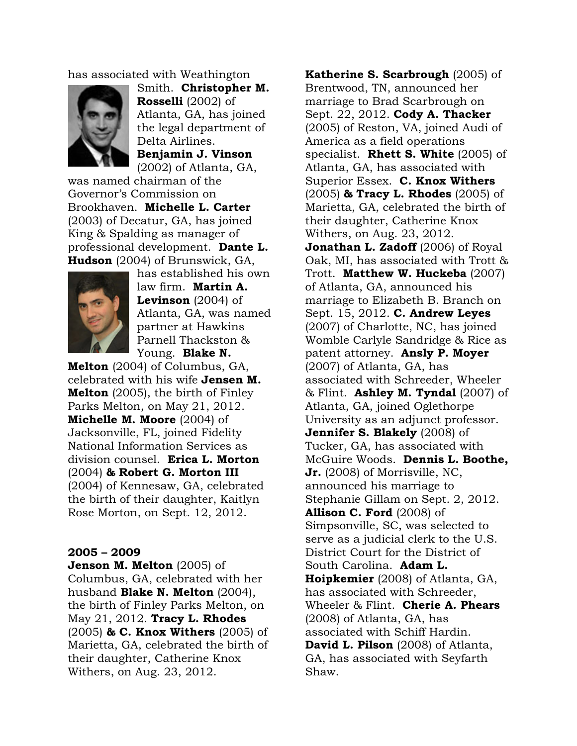has associated with Weathington Smith. **Christopher M. Rosselli** (2002) of Atlanta, GA, has joined the legal department of Delta Airlines. **Benjamin J. Vinson** (2002) of Atlanta, GA, was named chairman of the Governor's Commission on Brookhaven. **Michelle L. Carter** (2003) of Decatur, GA, has joined King & Spalding as manager of professional development. **Dante L. Hudson** (2004) of Brunswick, GA, has established his own law firm. **Martin A. Levinson** (2004) of Atlanta, GA, was named partner at Hawkins Parnell Thackston & Young. **Blake N. Melton** (2004) of Columbus, GA, celebrated with his wife **Jensen M. Melton** (2005), the birth of Finley Parks Melton, on May 21, 2012. **Michelle M. Moore** (2004) of Jacksonville, FL, joined Fidelity National Information Services as division counsel. **Erica L. Morton** (2004) **& Robert G. Morton III** (2004) of Kennesaw, GA, celebrated the birth of their daughter, Kaitlyn Rose Morton, on Sept. 12, 2012.

**2005 – 2009**

**Jenson M. Melton** (2005) of Columbus, GA, celebrated with her husband **Blake N. Melton** (2004), the birth of Finley Parks Melton, on May 21, 2012. **Tracy L. Rhodes** (2005) **& C. Knox Withers** (2005) of Marietta, GA, celebrated the birth of their daughter, Catherine Knox Withers, on Aug. 23, 2012.

**Katherine S. Scarbrough** (2005) of Brentwood, TN, announced her marriage to Brad Scarbrough on Sept. 22, 2012. **Cody A. Thacker** (2005) of Reston, VA, joined Audi of America as a field operations specialist. **Rhett S. White** (2005) of Atlanta, GA, has associated with Superior Essex. **C. Knox Withers** (2005) **& Tracy L. Rhodes** (2005) of Marietta, GA, celebrated the birth of their daughter, Catherine Knox Withers, on Aug. 23, 2012. **Jonathan L. Zadoff** (2006) of Royal Oak, MI, has associated with Trott & Trott. **Matthew W. Huckeba** (2007) of Atlanta, GA, announced his marriage to Elizabeth B. Branch on Sept. 15, 2012. **C. Andrew Leyes** (2007) of Charlotte, NC, has joined Womble Carlyle Sandridge & Rice as patent attorney. **Ansly P. Moyer** (2007) of Atlanta, GA, has associated with Schreeder, Wheeler & Flint. **Ashley M. Tyndal** (2007) of Atlanta, GA, joined Oglethorpe University as an adjunct professor. **Jennifer S. Blakely** (2008) of Tucker, GA, has associated with McGuire Woods. **Dennis L. Boothe, Jr.** (2008) of Morrisville, NC, announced his marriage to Stephanie Gillam on Sept. 2, 2012. **Allison C. Ford** (2008) of Simpsonville, SC, was selected to serve as a judicial clerk to the U.S. District Court for the District of South Carolina. **Adam L. Hoipkemier** (2008) of Atlanta, GA, has associated with Schreeder, Wheeler & Flint. **Cherie A. Phears** (2008) of Atlanta, GA, has associated with Schiff Hardin. **David L. Pilson** (2008) of Atlanta, GA, has associated with Seyfarth Shaw.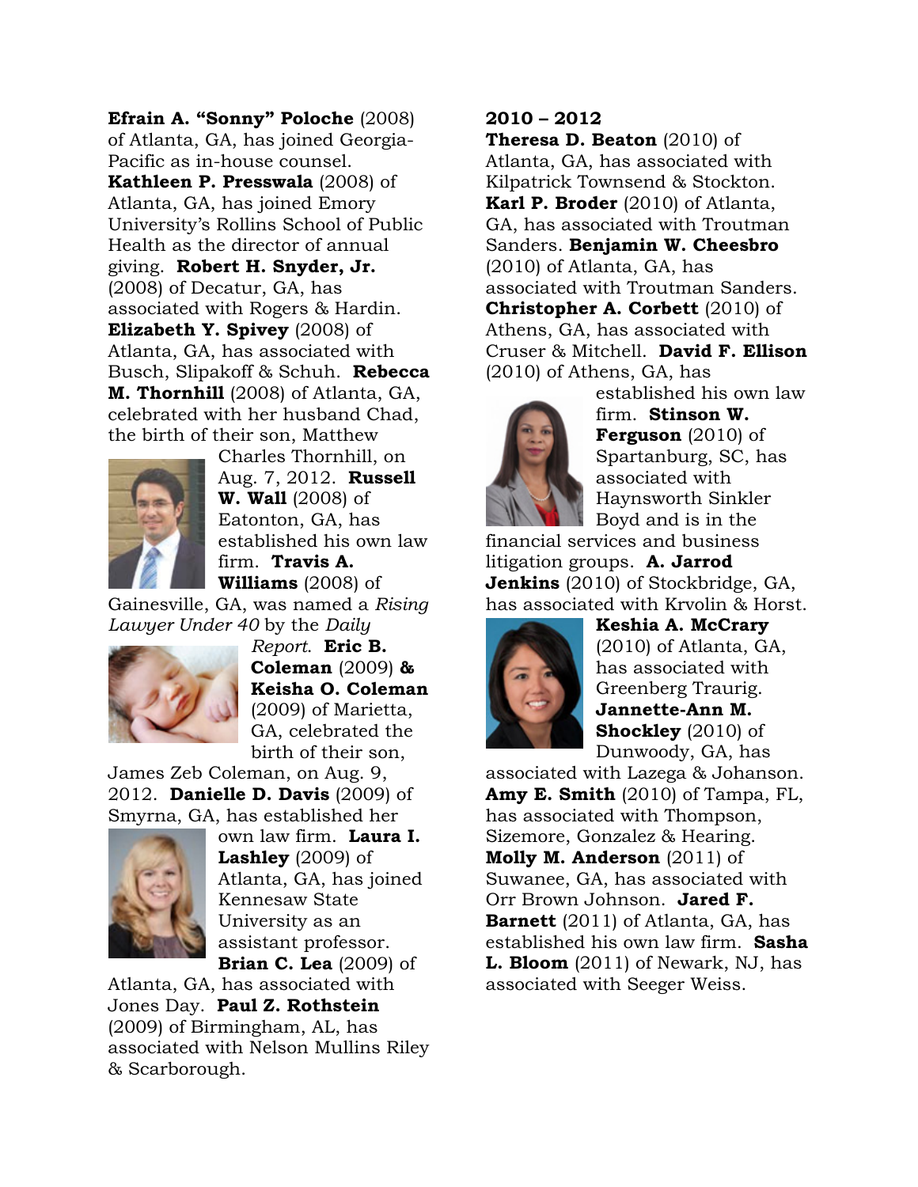**Efrain A. "Sonny" Poloche** (2008) of Atlanta, GA, has joined Georgia-Pacific as in-house counsel. **Kathleen P. Presswala** (2008) of Atlanta, GA, has joined Emory University's Rollins School of Public Health as the director of annual giving. **Robert H. Snyder, Jr.** (2008) of Decatur, GA, has associated with Rogers & Hardin. **Elizabeth Y. Spivey** (2008) of Atlanta, GA, has associated with Busch, Slipakoff & Schuh. **Rebecca M. Thornhill** (2008) of Atlanta, GA, celebrated with her husband Chad, the birth of their son, Matthew Charles Thornhill, on Aug. 7, 2012. **Russell W. Wall** (2008) of Eatonton, GA, has established his own law firm. **Travis A. Williams** (2008) of Gainesville, GA, was named a *Rising Lawyer Under 40* by the *Daily Report*. **Eric B. Coleman** (2009) **& Keisha O. Coleman** (2009) of Marietta, GA, celebrated the birth of their son, James Zeb Coleman, on Aug. 9, 2012. **Danielle D. Davis** (2009) of Smyrna, GA, has established her own law firm. **Laura I. Lashley** (2009) of Atlanta, GA, has joined Kennesaw State University as an assistant professor. **Brian C. Lea** (2009) of Atlanta, GA, has associated with Jones Day. **Paul Z. Rothstein** (2009) of Birmingham, AL, has associated with Nelson Mullins Riley & Scarborough.

**2010 – 2012**

**Theresa D. Beaton** (2010) of Atlanta, GA, has associated with Kilpatrick Townsend & Stockton. **Karl P. Broder** (2010) of Atlanta, GA, has associated with Troutman Sanders. **Benjamin W. Cheesbro** (2010) of Atlanta, GA, has associated with Troutman Sanders. **Christopher A. Corbett** (2010) of Athens, GA, has associated with Cruser & Mitchell. **David F. Ellison** (2010) of Athens, GA, has established his own law firm. **Stinson W. Ferguson** (2010) of Spartanburg, SC, has associated with Haynsworth Sinkler Boyd and is in the financial services and business litigation groups. **A. Jarrod Jenkins** (2010) of Stockbridge, GA, has associated with Krvolin & Horst. **Keshia A. McCrary** (2010) of Atlanta, GA, has associated with Greenberg Traurig. **Jannette-Ann M. Shockley** (2010) of Dunwoody, GA, has associated with Lazega & Johanson. **Amy E. Smith** (2010) of Tampa, FL, has associated with Thompson, Sizemore, Gonzalez & Hearing. **Molly M. Anderson** (2011) of Suwanee, GA, has associated with Orr Brown Johnson. **Jared F. Barnett** (2011) of Atlanta, GA, has established his own law firm. **Sasha L. Bloom** (2011) of Newark, NJ, has associated with Seeger Weiss.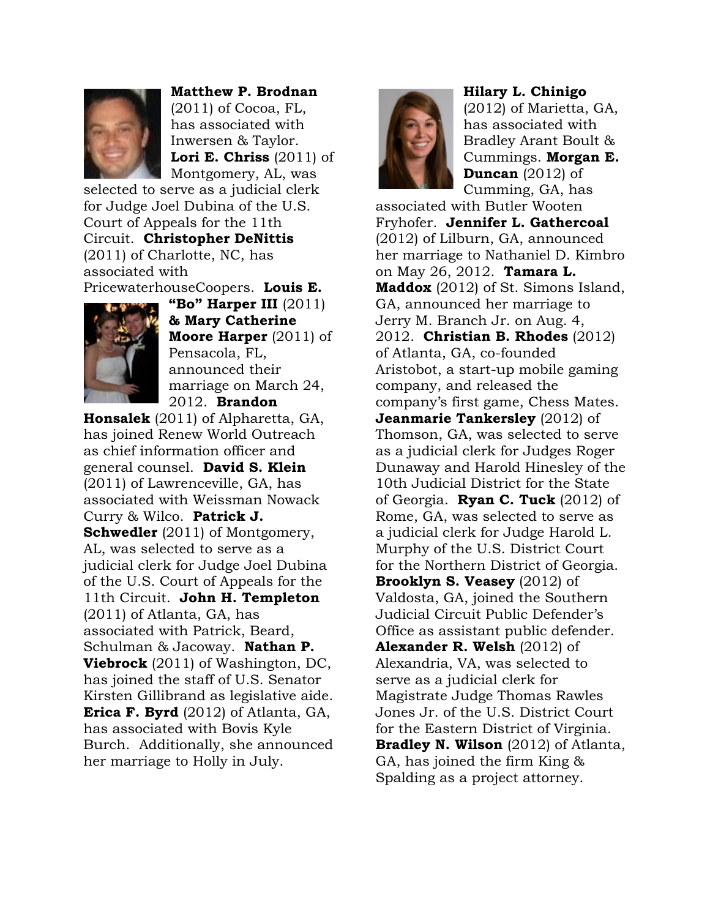**Matthew P. Brodnan** (2011) of Cocoa, FL, has associated with Inwersen & Taylor. **Lori E. Chriss** (2011) of Montgomery, AL, was selected to serve as a judicial clerk for Judge Joel Dubina of the U.S. Court of Appeals for the 11th Circuit. **Christopher DeNittis** (2011) of Charlotte, NC, has associated with PricewaterhouseCoopers. **Louis E. "Bo" Harper III** (2011) **& Mary Catherine Moore Harper** (2011) of Pensacola, FL, announced their marriage on March 24, 2012. **Brandon Honsalek** (2011) of Alpharetta, GA, has joined Renew World Outreach as chief information officer and general counsel. **David S. Klein** (2011) of Lawrenceville, GA, has associated with Weissman Nowack Curry & Wilco. **Patrick J. Schwedler** (2011) of Montgomery, AL, was selected to serve as a judicial clerk for Judge Joel Dubina of the U.S. Court of Appeals for the 11th Circuit. **John H. Templeton** (2011) of Atlanta, GA, has associated with Patrick, Beard, Schulman & Jacoway. **Nathan P. Viebrock** (2011) of Washington, DC, has joined the staff of U.S. Senator Kirsten Gillibrand as legislative aide. **Erica F. Byrd** (2012) of Atlanta, GA, has associated with Bovis Kyle Burch. Additionally, she announced her marriage to Holly in July.

**Hilary L. Chinigo** (2012) of Marietta, GA, has associated with Bradley Arant Boult & Cummings. **Morgan E. Duncan** (2012) of Cumming, GA, has associated with Butler Wooten Fryhofer. **Jennifer L. Gathercoal** (2012) of Lilburn, GA, announced her marriage to Nathaniel D. Kimbro on May 26, 2012. **Tamara L. Maddox** (2012) of St. Simons Island, GA, announced her marriage to Jerry M. Branch Jr. on Aug. 4, 2012. **Christian B. Rhodes** (2012) of Atlanta, GA, co-founded Aristobot, a start-up mobile gaming company, and released the company's first game, Chess Mates. **Jeanmarie Tankersley** (2012) of Thomson, GA, was selected to serve as a judicial clerk for Judges Roger Dunaway and Harold Hinesley of the 10th Judicial District for the State of Georgia. **Ryan C. Tuck** (2012) of Rome, GA, was selected to serve as a judicial clerk for Judge Harold L. Murphy of the U.S. District Court for the Northern District of Georgia. **Brooklyn S. Veasey** (2012) of Valdosta, GA, joined the Southern Judicial Circuit Public Defender's Office as assistant public defender. **Alexander R. Welsh** (2012) of Alexandria, VA, was selected to serve as a judicial clerk for Magistrate Judge Thomas Rawles Jones Jr. of the U.S. District Court for the Eastern District of Virginia. **Bradley N. Wilson** (2012) of Atlanta, GA, has joined the firm King & Spalding as a project attorney.